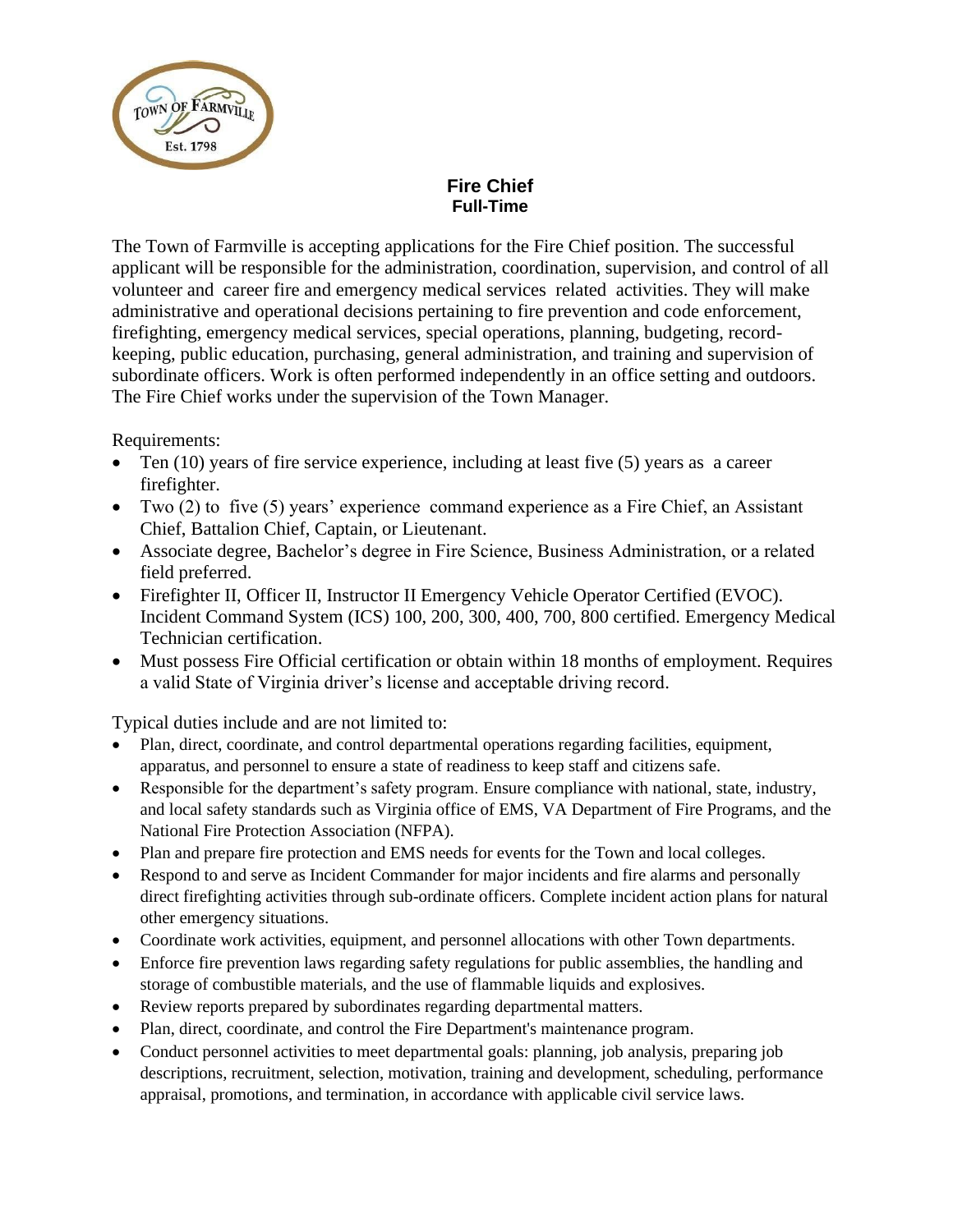# Fire Chief
## Full-Time

The Town of Farmville is accepting applications for the Fire Chief position. The successful applicant will be responsible for the administration, coordination, supervision, and control of all volunteer and career fire and emergency medical services related activities. They will make administrative and operational decisions pertaining to fire prevention and code enforcement, firefighting, emergency medical services, special operations, planning, budgeting, record-keeping, public education, purchasing, general administration, and training and supervision of subordinate officers. Work is often performed independently in an office setting and outdoors. The Fire Chief works under the supervision of the Town Manager.

Requirements:

- Ten (10) years of fire service experience, including at least five (5) years as a career firefighter.
- Two (2) to five (5) years' experience command experience as a Fire Chief, an Assistant Chief, Battalion Chief, Captain, or Lieutenant.
- Associate degree, Bachelor's degree in Fire Science, Business Administration, or a related field preferred.
- Firefighter II, Officer II, Instructor II Emergency Vehicle Operator Certified (EVOC). Incident Command System (ICS) 100, 200, 300, 400, 700, 800 certified. Emergency Medical Technician certification.
- Must possess Fire Official certification or obtain within 18 months of employment. Requires a valid State of Virginia driver's license and acceptable driving record.

Typical duties include and are not limited to:

- Plan, direct, coordinate, and control departmental operations regarding facilities, equipment, apparatus, and personnel to ensure a state of readiness to keep staff and citizens safe.
- Responsible for the department's safety program. Ensure compliance with national, state, industry, and local safety standards such as Virginia office of EMS, VA Department of Fire Programs, and the National Fire Protection Association (NFPA).
- Plan and prepare fire protection and EMS needs for events for the Town and local colleges.
- Respond to and serve as Incident Commander for major incidents and fire alarms and personally direct firefighting activities through sub-ordinate officers. Complete incident action plans for natural other emergency situations.
- Coordinate work activities, equipment, and personnel allocations with other Town departments.
- Enforce fire prevention laws regarding safety regulations for public assemblies, the handling and storage of combustible materials, and the use of flammable liquids and explosives.
- Review reports prepared by subordinates regarding departmental matters.
- Plan, direct, coordinate, and control the Fire Department's maintenance program.
- Conduct personnel activities to meet departmental goals: planning, job analysis, preparing job descriptions, recruitment, selection, motivation, training and development, scheduling, performance appraisal, promotions, and termination, in accordance with applicable civil service laws.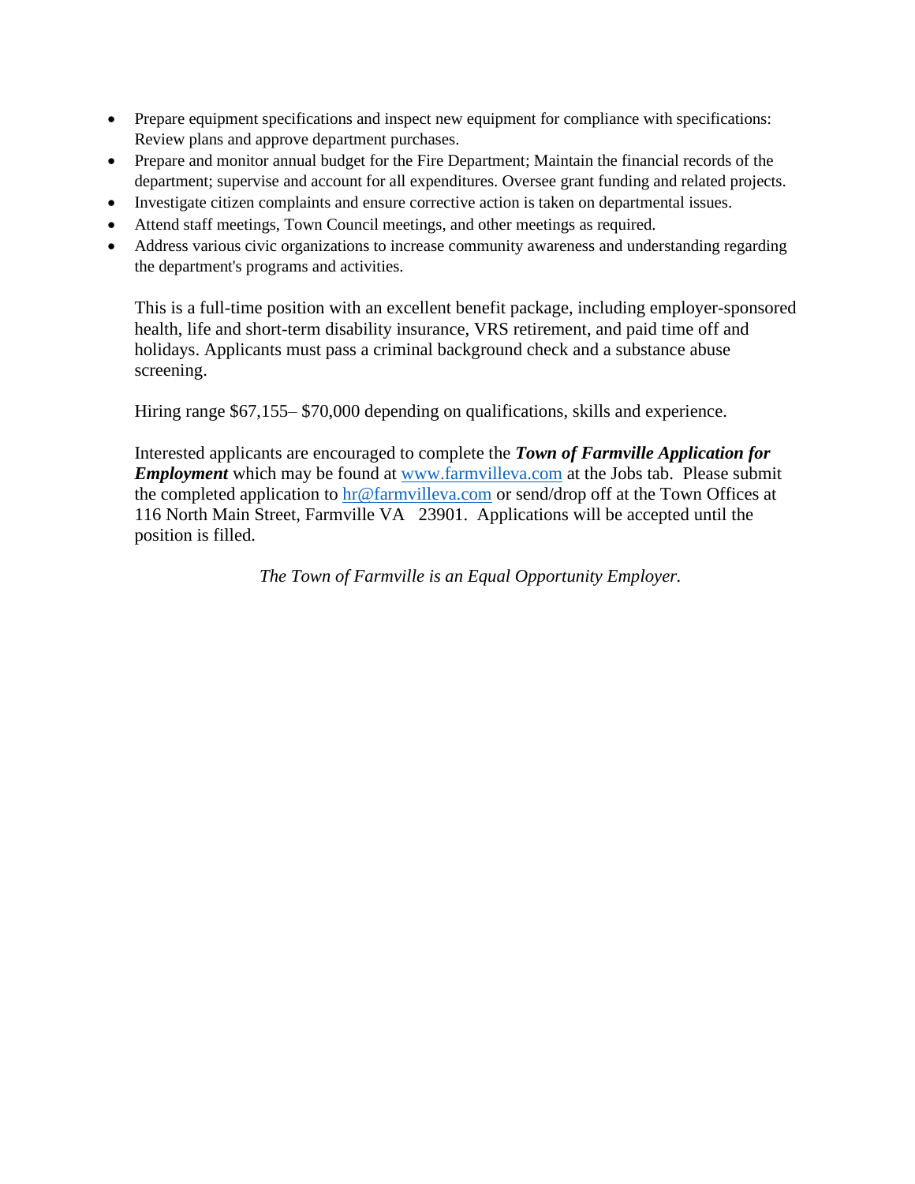- Prepare equipment specifications and inspect new equipment for compliance with specifications: Review plans and approve department purchases.
- Prepare and monitor annual budget for the Fire Department; Maintain the financial records of the department; supervise and account for all expenditures. Oversee grant funding and related projects.
- Investigate citizen complaints and ensure corrective action is taken on departmental issues.
- Attend staff meetings, Town Council meetings, and other meetings as required.
- Address various civic organizations to increase community awareness and understanding regarding the department's programs and activities.

This is a full-time position with an excellent benefit package, including employer-sponsored health, life and short-term disability insurance, VRS retirement, and paid time off and holidays. Applicants must pass a criminal background check and a substance abuse screening.

Hiring range $67,155– $70,000 depending on qualifications, skills and experience.

Interested applicants are encouraged to complete the ***Town of Farmville Application for Employment*** which may be found at www.farmvilleva.com at the Jobs tab. Please submit the completed application to hr@farmvilleva.com or send/drop off at the Town Offices at 116 North Main Street, Farmville VA 23901. Applications will be accepted until the position is filled.

*The Town of Farmville is an Equal Opportunity Employer.*